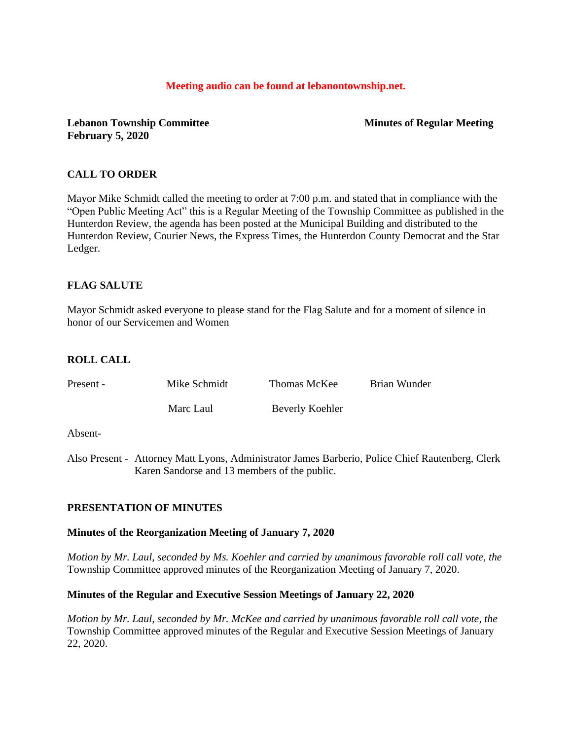**Meeting audio can be found at lebanontownship.net.**

**Lebanon Township Committee** **Minutes of Regular Meeting**
**February 5, 2020**

## CALL TO ORDER

Mayor Mike Schmidt called the meeting to order at 7:00 p.m. and stated that in compliance with the "Open Public Meeting Act" this is a Regular Meeting of the Township Committee as published in the Hunterdon Review, the agenda has been posted at the Municipal Building and distributed to the Hunterdon Review, Courier News, the Express Times, the Hunterdon County Democrat and the Star Ledger.

## FLAG SALUTE

Mayor Schmidt asked everyone to please stand for the Flag Salute and for a moment of silence in honor of our Servicemen and Women

## ROLL CALL

| Present - | Mike Schmidt | Thomas McKee | Brian Wunder |
|---|---|---|---|
| | Marc Laul | Beverly Koehler | |

Absent-

Also Present - Attorney Matt Lyons, Administrator James Barberio, Police Chief Rautenberg, Clerk Karen Sandorse and 13 members of the public.

## PRESENTATION OF MINUTES

### Minutes of the Reorganization Meeting of January 7, 2020

*Motion by Mr. Laul, seconded by Ms. Koehler and carried by unanimous favorable roll call vote, the* Township Committee approved minutes of the Reorganization Meeting of January 7, 2020.

### Minutes of the Regular and Executive Session Meetings of January 22, 2020

*Motion by Mr. Laul, seconded by Mr. McKee and carried by unanimous favorable roll call vote, the* Township Committee approved minutes of the Regular and Executive Session Meetings of January 22, 2020.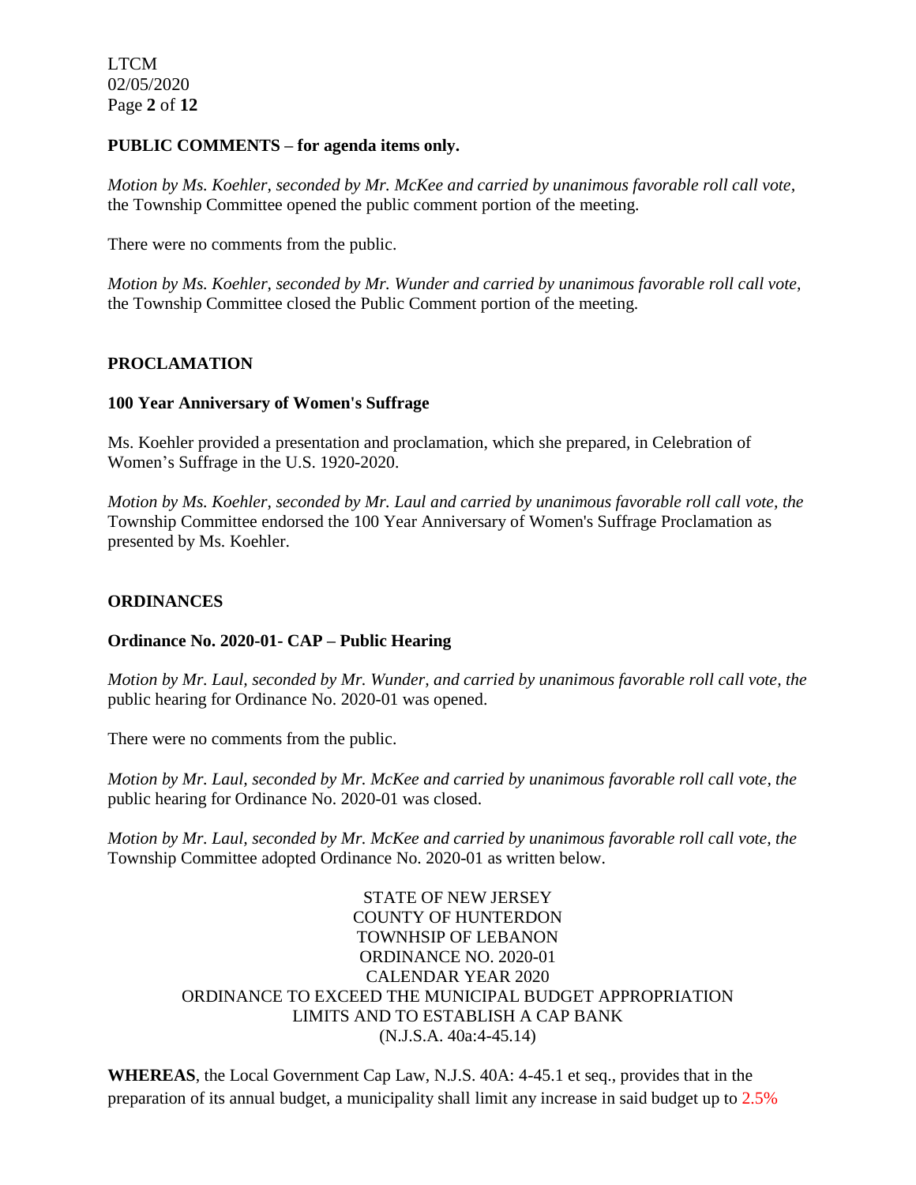**PUBLIC COMMENTS – for agenda items only.**

*Motion by Ms. Koehler, seconded by Mr. McKee and carried by unanimous favorable roll call vote,* the Township Committee opened the public comment portion of the meeting.

There were no comments from the public.

*Motion by Ms. Koehler, seconded by Mr. Wunder and carried by unanimous favorable roll call vote,* the Township Committee closed the Public Comment portion of the meeting.

**PROCLAMATION**

**100 Year Anniversary of Women's Suffrage**

Ms. Koehler provided a presentation and proclamation, which she prepared, in Celebration of Women's Suffrage in the U.S. 1920-2020.

*Motion by Ms. Koehler, seconded by Mr. Laul and carried by unanimous favorable roll call vote, the* Township Committee endorsed the 100 Year Anniversary of Women's Suffrage Proclamation as presented by Ms. Koehler.

**ORDINANCES**

**Ordinance No. 2020-01- CAP – Public Hearing**

*Motion by Mr. Laul, seconded by Mr. Wunder, and carried by unanimous favorable roll call vote, the* public hearing for Ordinance No. 2020-01 was opened.

There were no comments from the public.

*Motion by Mr. Laul, seconded by Mr. McKee and carried by unanimous favorable roll call vote, the* public hearing for Ordinance No. 2020-01 was closed.

*Motion by Mr. Laul, seconded by Mr. McKee and carried by unanimous favorable roll call vote, the* Township Committee adopted Ordinance No. 2020-01 as written below.

STATE OF NEW JERSEY
COUNTY OF HUNTERDON
TOWNHSIP OF LEBANON
ORDINANCE NO. 2020-01
CALENDAR YEAR 2020
ORDINANCE TO EXCEED THE MUNICIPAL BUDGET APPROPRIATION LIMITS AND TO ESTABLISH A CAP BANK
(N.J.S.A. 40a:4-45.14)

**WHEREAS**, the Local Government Cap Law, N.J.S. 40A: 4-45.1 et seq., provides that in the preparation of its annual budget, a municipality shall limit any increase in said budget up to 2.5%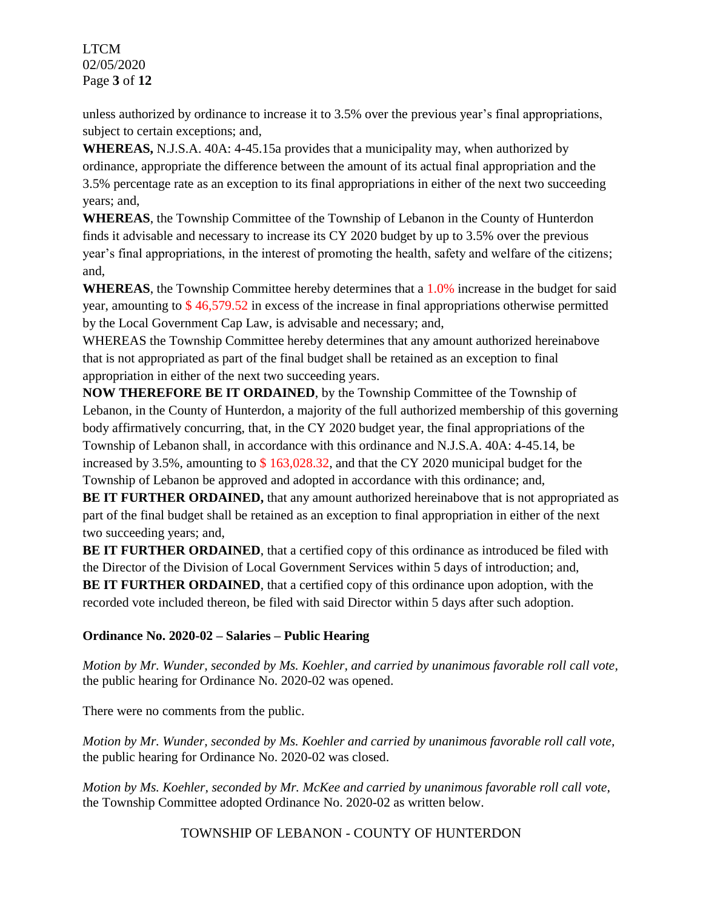unless authorized by ordinance to increase it to 3.5% over the previous year's final appropriations, subject to certain exceptions; and,

**WHEREAS,** N.J.S.A. 40A: 4-45.15a provides that a municipality may, when authorized by ordinance, appropriate the difference between the amount of its actual final appropriation and the 3.5% percentage rate as an exception to its final appropriations in either of the next two succeeding years; and,

**WHEREAS**, the Township Committee of the Township of Lebanon in the County of Hunterdon finds it advisable and necessary to increase its CY 2020 budget by up to 3.5% over the previous year's final appropriations, in the interest of promoting the health, safety and welfare of the citizens; and,

**WHEREAS**, the Township Committee hereby determines that a 1.0% increase in the budget for said year, amounting to $ 46,579.52 in excess of the increase in final appropriations otherwise permitted by the Local Government Cap Law, is advisable and necessary; and,

WHEREAS the Township Committee hereby determines that any amount authorized hereinabove that is not appropriated as part of the final budget shall be retained as an exception to final appropriation in either of the next two succeeding years.

**NOW THEREFORE BE IT ORDAINED**, by the Township Committee of the Township of Lebanon, in the County of Hunterdon, a majority of the full authorized membership of this governing body affirmatively concurring, that, in the CY 2020 budget year, the final appropriations of the Township of Lebanon shall, in accordance with this ordinance and N.J.S.A. 40A: 4-45.14, be increased by 3.5%, amounting to $ 163,028.32, and that the CY 2020 municipal budget for the Township of Lebanon be approved and adopted in accordance with this ordinance; and,

**BE IT FURTHER ORDAINED,** that any amount authorized hereinabove that is not appropriated as part of the final budget shall be retained as an exception to final appropriation in either of the next two succeeding years; and,

**BE IT FURTHER ORDAINED**, that a certified copy of this ordinance as introduced be filed with the Director of the Division of Local Government Services within 5 days of introduction; and,

**BE IT FURTHER ORDAINED**, that a certified copy of this ordinance upon adoption, with the recorded vote included thereon, be filed with said Director within 5 days after such adoption.

**Ordinance No. 2020-02 – Salaries – Public Hearing**

*Motion by Mr. Wunder, seconded by Ms. Koehler, and carried by unanimous favorable roll call vote,* the public hearing for Ordinance No. 2020-02 was opened.

There were no comments from the public.

*Motion by Mr. Wunder, seconded by Ms. Koehler and carried by unanimous favorable roll call vote,* the public hearing for Ordinance No. 2020-02 was closed.

*Motion by Ms. Koehler, seconded by Mr. McKee and carried by unanimous favorable roll call vote,* the Township Committee adopted Ordinance No. 2020-02 as written below.

TOWNSHIP OF LEBANON - COUNTY OF HUNTERDON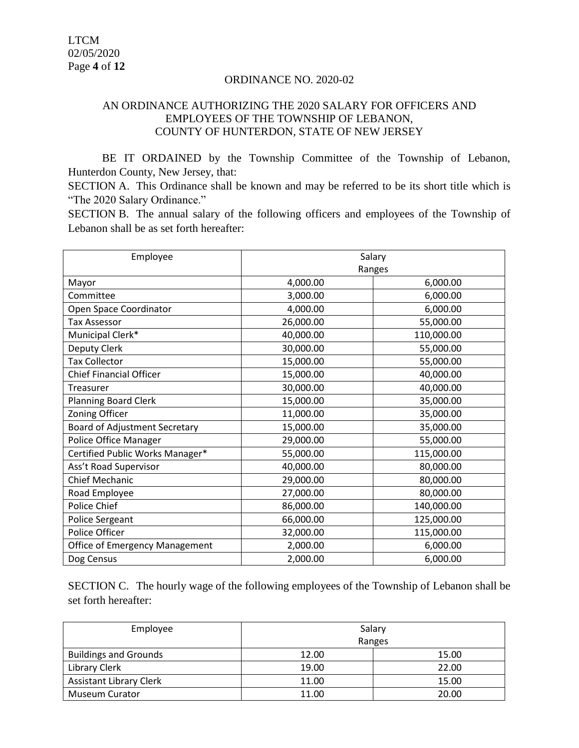ORDINANCE NO. 2020-02

AN ORDINANCE AUTHORIZING THE 2020 SALARY FOR OFFICERS AND EMPLOYEES OF THE TOWNSHIP OF LEBANON, COUNTY OF HUNTERDON, STATE OF NEW JERSEY

BE IT ORDAINED by the Township Committee of the Township of Lebanon, Hunterdon County, New Jersey, that:

SECTION A. This Ordinance shall be known and may be referred to be its short title which is "The 2020 Salary Ordinance."

SECTION B. The annual salary of the following officers and employees of the Township of Lebanon shall be as set forth hereafter:

| Employee | Salary Ranges | |
|---|---|---|
| Mayor | 4,000.00 | 6,000.00 |
| Committee | 3,000.00 | 6,000.00 |
| Open Space Coordinator | 4,000.00 | 6,000.00 |
| Tax Assessor | 26,000.00 | 55,000.00 |
| Municipal Clerk* | 40,000.00 | 110,000.00 |
| Deputy Clerk | 30,000.00 | 55,000.00 |
| Tax Collector | 15,000.00 | 55,000.00 |
| Chief Financial Officer | 15,000.00 | 40,000.00 |
| Treasurer | 30,000.00 | 40,000.00 |
| Planning Board Clerk | 15,000.00 | 35,000.00 |
| Zoning Officer | 11,000.00 | 35,000.00 |
| Board of Adjustment Secretary | 15,000.00 | 35,000.00 |
| Police Office Manager | 29,000.00 | 55,000.00 |
| Certified Public Works Manager* | 55,000.00 | 115,000.00 |
| Ass't Road Supervisor | 40,000.00 | 80,000.00 |
| Chief Mechanic | 29,000.00 | 80,000.00 |
| Road Employee | 27,000.00 | 80,000.00 |
| Police Chief | 86,000.00 | 140,000.00 |
| Police Sergeant | 66,000.00 | 125,000.00 |
| Police Officer | 32,000.00 | 115,000.00 |
| Office of Emergency Management | 2,000.00 | 6,000.00 |
| Dog Census | 2,000.00 | 6,000.00 |

SECTION C. The hourly wage of the following employees of the Township of Lebanon shall be set forth hereafter:

| Employee | Salary Ranges | |
|---|---|---|
| Buildings and Grounds | 12.00 | 15.00 |
| Library Clerk | 19.00 | 22.00 |
| Assistant Library Clerk | 11.00 | 15.00 |
| Museum Curator | 11.00 | 20.00 |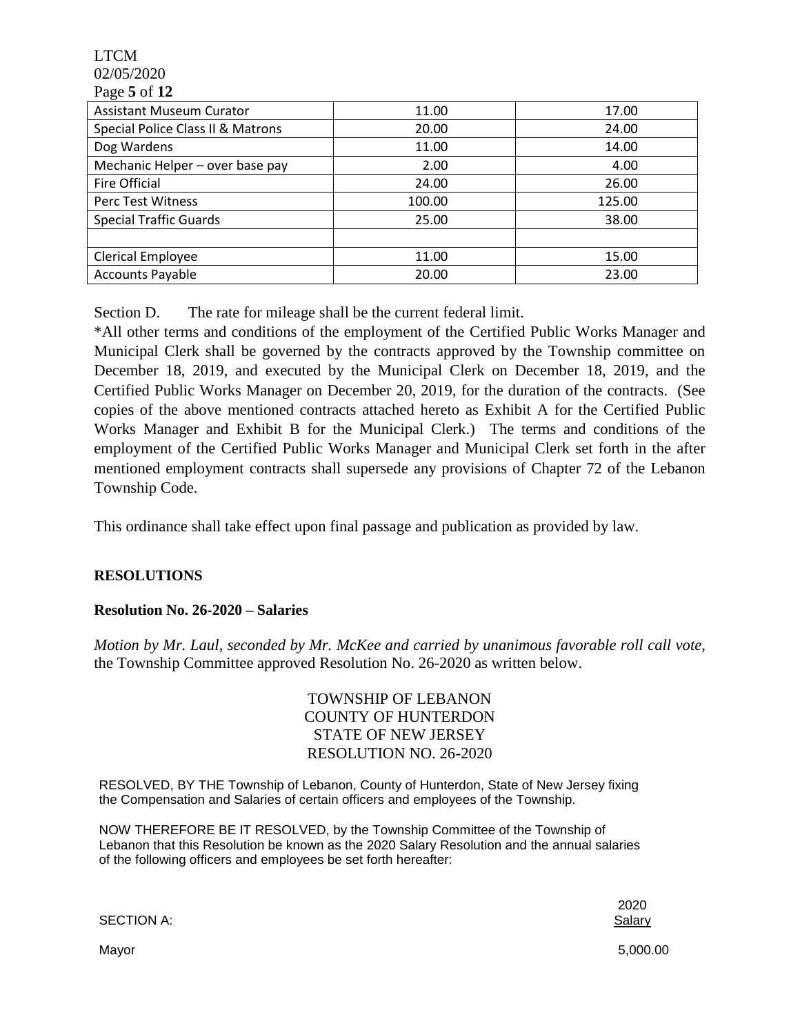| Assistant Museum Curator | 11.00 | 17.00 |
|---|---|---|
| Special Police Class II & Matrons | 20.00 | 24.00 |
| Dog Wardens | 11.00 | 14.00 |
| Mechanic Helper – over base pay | 2.00 | 4.00 |
| Fire Official | 24.00 | 26.00 |
| Perc Test Witness | 100.00 | 125.00 |
| Special Traffic Guards | 25.00 | 38.00 |
| | | |
| Clerical Employee | 11.00 | 15.00 |
| Accounts Payable | 20.00 | 23.00 |

Section D. The rate for mileage shall be the current federal limit.

*All other terms and conditions of the employment of the Certified Public Works Manager and Municipal Clerk shall be governed by the contracts approved by the Township committee on December 18, 2019, and executed by the Municipal Clerk on December 18, 2019, and the Certified Public Works Manager on December 20, 2019, for the duration of the contracts. (See copies of the above mentioned contracts attached hereto as Exhibit A for the Certified Public Works Manager and Exhibit B for the Municipal Clerk.) The terms and conditions of the employment of the Certified Public Works Manager and Municipal Clerk set forth in the after mentioned employment contracts shall supersede any provisions of Chapter 72 of the Lebanon Township Code.

This ordinance shall take effect upon final passage and publication as provided by law.

## RESOLUTIONS

### Resolution No. 26-2020 – Salaries

*Motion by Mr. Laul, seconded by Mr. McKee and carried by unanimous favorable roll call vote,* the Township Committee approved Resolution No. 26-2020 as written below.

TOWNSHIP OF LEBANON
COUNTY OF HUNTERDON
STATE OF NEW JERSEY
RESOLUTION NO. 26-2020

RESOLVED, BY THE Township of Lebanon, County of Hunterdon, State of New Jersey fixing the Compensation and Salaries of certain officers and employees of the Township.

NOW THEREFORE BE IT RESOLVED, by the Township Committee of the Township of Lebanon that this Resolution be known as the 2020 Salary Resolution and the annual salaries of the following officers and employees be set forth hereafter:

| SECTION A: | 2020 Salary |
|---|---|
| Mayor | 5,000.00 |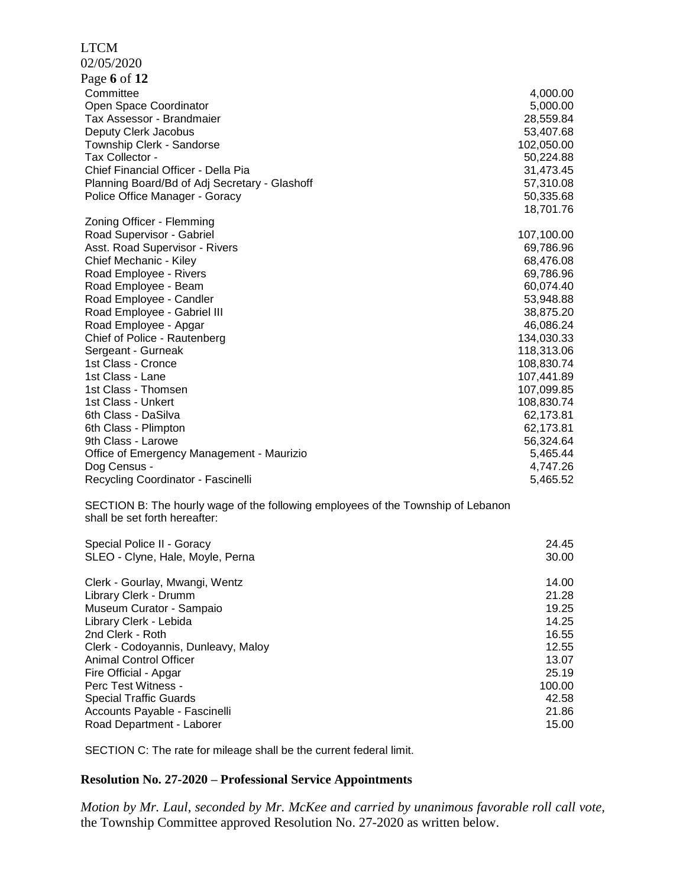| | |
|---|---|
| Committee | 4,000.00 |
| Open Space Coordinator | 5,000.00 |
| Tax Assessor - Brandmaier | 28,559.84 |
| Deputy Clerk Jacobus | 53,407.68 |
| Township Clerk - Sandorse | 102,050.00 |
| Tax Collector - | 50,224.88 |
| Chief Financial Officer - Della Pia | 31,473.45 |
| Planning Board/Bd of Adj Secretary - Glashoff | 57,310.08 |
| Police Office Manager - Goracy | 50,335.68 |
| Zoning Officer - Flemming | 18,701.76 |
| Road Supervisor - Gabriel | 107,100.00 |
| Asst. Road Supervisor - Rivers | 69,786.96 |
| Chief Mechanic - Kiley | 68,476.08 |
| Road Employee - Rivers | 69,786.96 |
| Road Employee - Beam | 60,074.40 |
| Road Employee - Candler | 53,948.88 |
| Road Employee - Gabriel III | 38,875.20 |
| Road Employee - Apgar | 46,086.24 |
| Chief of Police - Rautenberg | 134,030.33 |
| Sergeant - Gurneak | 118,313.06 |
| 1st Class - Cronce | 108,830.74 |
| 1st Class - Lane | 107,441.89 |
| 1st Class - Thomsen | 107,099.85 |
| 1st Class - Unkert | 108,830.74 |
| 6th Class - DaSilva | 62,173.81 |
| 6th Class - Plimpton | 62,173.81 |
| 9th Class - Larowe | 56,324.64 |
| Office of Emergency Management - Maurizio | 5,465.44 |
| Dog Census - | 4,747.26 |
| Recycling Coordinator - Fascinelli | 5,465.52 |

SECTION B: The hourly wage of the following employees of the Township of Lebanon shall be set forth hereafter:

| | |
|---|---|
| Special Police II - Goracy | 24.45 |
| SLEO - Clyne, Hale, Moyle, Perna | 30.00 |
| Clerk - Gourlay, Mwangi, Wentz | 14.00 |
| Library Clerk - Drumm | 21.28 |
| Museum Curator - Sampaio | 19.25 |
| Library Clerk - Lebida | 14.25 |
| 2nd Clerk - Roth | 16.55 |
| Clerk - Codoyannis, Dunleavy, Maloy | 12.55 |
| Animal Control Officer | 13.07 |
| Fire Official - Apgar | 25.19 |
| Perc Test Witness - | 100.00 |
| Special Traffic Guards | 42.58 |
| Accounts Payable - Fascinelli | 21.86 |
| Road Department - Laborer | 15.00 |

SECTION C: The rate for mileage shall be the current federal limit.

**Resolution No. 27-2020 – Professional Service Appointments**

*Motion by Mr. Laul, seconded by Mr. McKee and carried by unanimous favorable roll call vote,* the Township Committee approved Resolution No. 27-2020 as written below.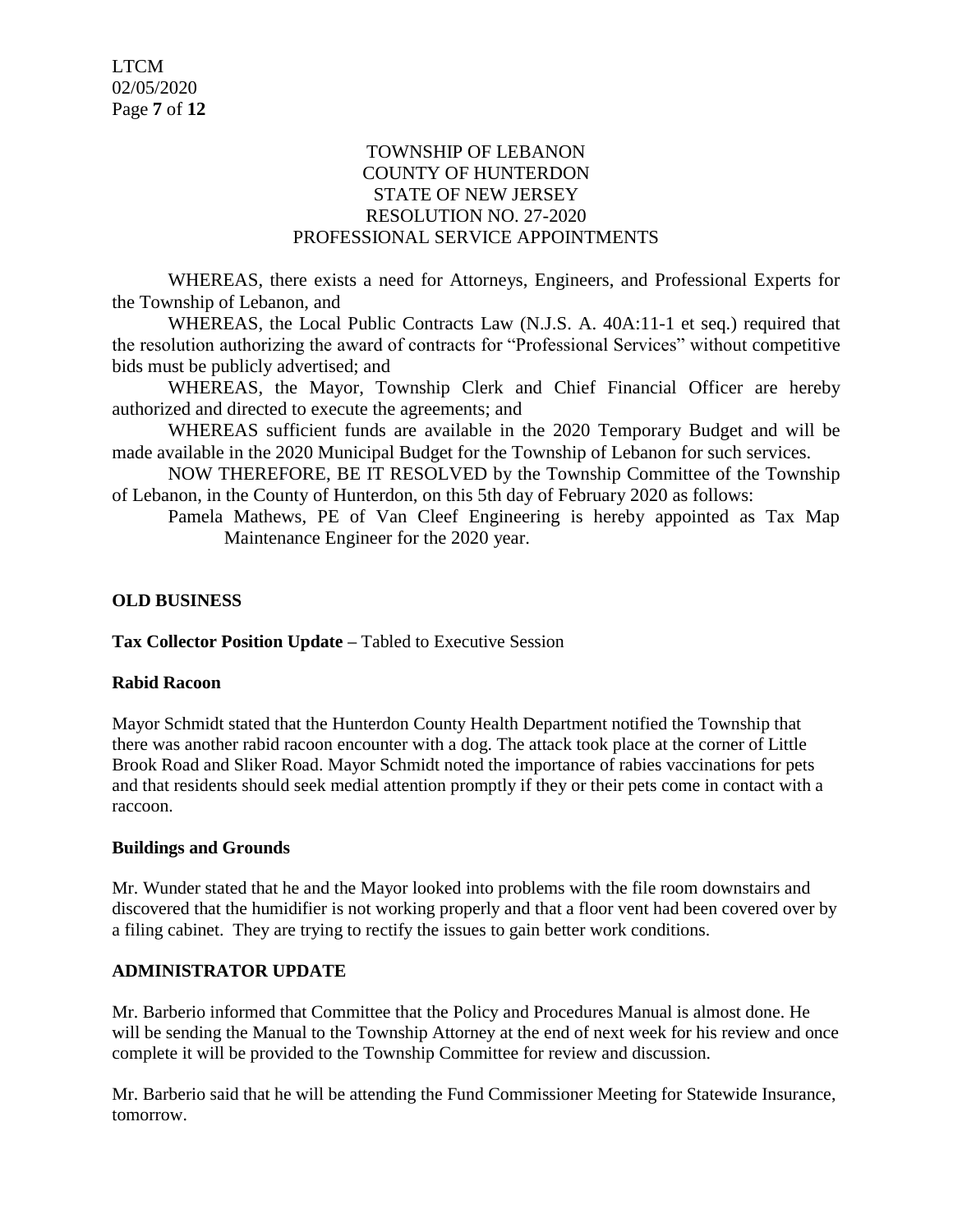TOWNSHIP OF LEBANON
COUNTY OF HUNTERDON
STATE OF NEW JERSEY
RESOLUTION NO. 27-2020
PROFESSIONAL SERVICE APPOINTMENTS

WHEREAS, there exists a need for Attorneys, Engineers, and Professional Experts for the Township of Lebanon, and

WHEREAS, the Local Public Contracts Law (N.J.S. A. 40A:11-1 et seq.) required that the resolution authorizing the award of contracts for "Professional Services" without competitive bids must be publicly advertised; and

WHEREAS, the Mayor, Township Clerk and Chief Financial Officer are hereby authorized and directed to execute the agreements; and

WHEREAS sufficient funds are available in the 2020 Temporary Budget and will be made available in the 2020 Municipal Budget for the Township of Lebanon for such services.

NOW THEREFORE, BE IT RESOLVED by the Township Committee of the Township of Lebanon, in the County of Hunterdon, on this 5th day of February 2020 as follows:

Pamela Mathews, PE of Van Cleef Engineering is hereby appointed as Tax Map Maintenance Engineer for the 2020 year.

**OLD BUSINESS**

**Tax Collector Position Update –** Tabled to Executive Session

**Rabid Racoon**

Mayor Schmidt stated that the Hunterdon County Health Department notified the Township that there was another rabid racoon encounter with a dog. The attack took place at the corner of Little Brook Road and Sliker Road. Mayor Schmidt noted the importance of rabies vaccinations for pets and that residents should seek medial attention promptly if they or their pets come in contact with a raccoon.

**Buildings and Grounds**

Mr. Wunder stated that he and the Mayor looked into problems with the file room downstairs and discovered that the humidifier is not working properly and that a floor vent had been covered over by a filing cabinet. They are trying to rectify the issues to gain better work conditions.

**ADMINISTRATOR UPDATE**

Mr. Barberio informed that Committee that the Policy and Procedures Manual is almost done. He will be sending the Manual to the Township Attorney at the end of next week for his review and once complete it will be provided to the Township Committee for review and discussion.

Mr. Barberio said that he will be attending the Fund Commissioner Meeting for Statewide Insurance, tomorrow.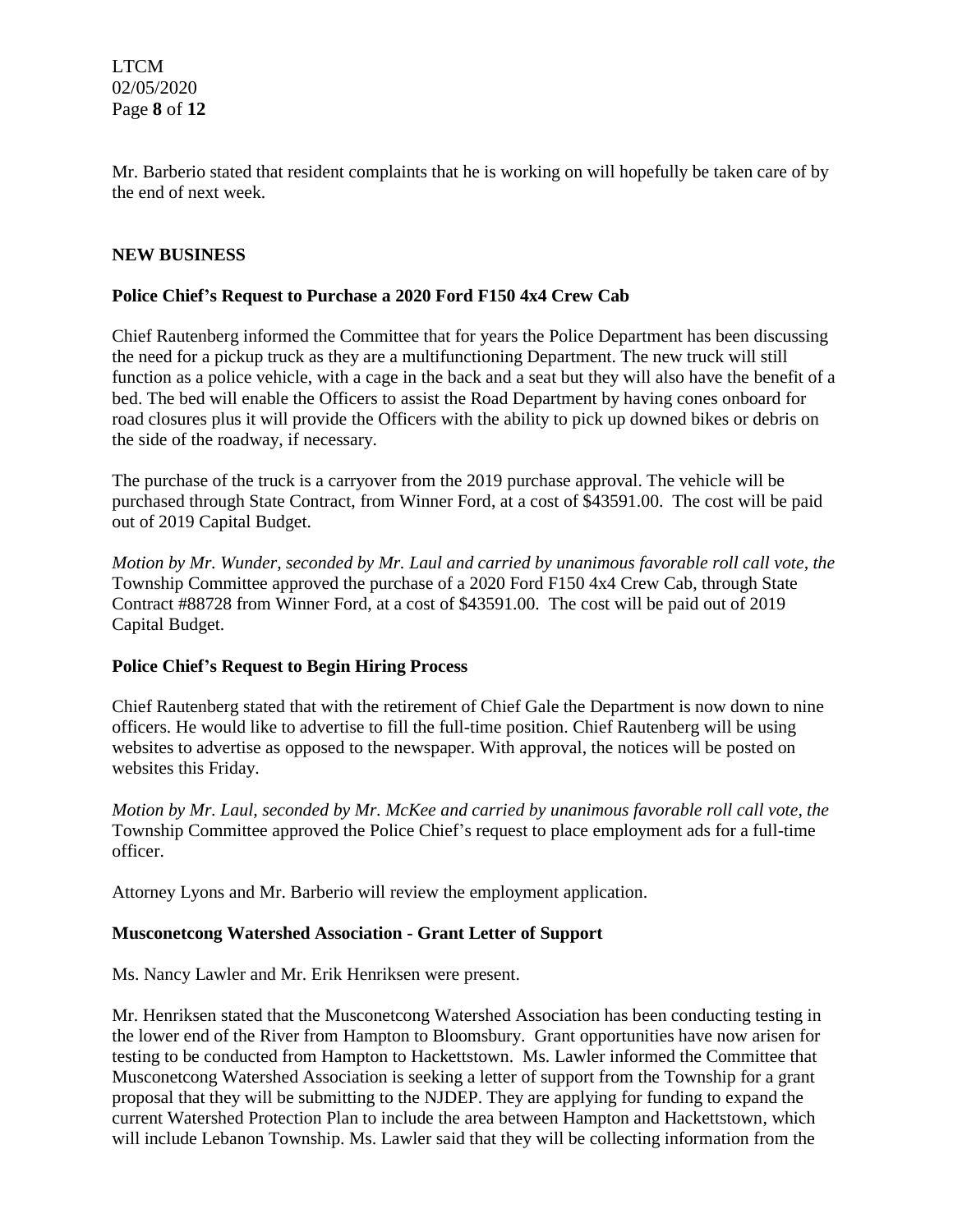Mr. Barberio stated that resident complaints that he is working on will hopefully be taken care of by the end of next week.

## NEW BUSINESS

### Police Chief's Request to Purchase a 2020 Ford F150 4x4 Crew Cab

Chief Rautenberg informed the Committee that for years the Police Department has been discussing the need for a pickup truck as they are a multifunctioning Department. The new truck will still function as a police vehicle, with a cage in the back and a seat but they will also have the benefit of a bed. The bed will enable the Officers to assist the Road Department by having cones onboard for road closures plus it will provide the Officers with the ability to pick up downed bikes or debris on the side of the roadway, if necessary.

The purchase of the truck is a carryover from the 2019 purchase approval. The vehicle will be purchased through State Contract, from Winner Ford, at a cost of $43591.00. The cost will be paid out of 2019 Capital Budget.

*Motion by Mr. Wunder, seconded by Mr. Laul and carried by unanimous favorable roll call vote, the* Township Committee approved the purchase of a 2020 Ford F150 4x4 Crew Cab, through State Contract #88728 from Winner Ford, at a cost of $43591.00. The cost will be paid out of 2019 Capital Budget.

### Police Chief's Request to Begin Hiring Process

Chief Rautenberg stated that with the retirement of Chief Gale the Department is now down to nine officers. He would like to advertise to fill the full-time position. Chief Rautenberg will be using websites to advertise as opposed to the newspaper. With approval, the notices will be posted on websites this Friday.

*Motion by Mr. Laul, seconded by Mr. McKee and carried by unanimous favorable roll call vote, the* Township Committee approved the Police Chief's request to place employment ads for a full-time officer.

Attorney Lyons and Mr. Barberio will review the employment application.

### Musconetcong Watershed Association - Grant Letter of Support

Ms. Nancy Lawler and Mr. Erik Henriksen were present.

Mr. Henriksen stated that the Musconetcong Watershed Association has been conducting testing in the lower end of the River from Hampton to Bloomsbury. Grant opportunities have now arisen for testing to be conducted from Hampton to Hackettstown. Ms. Lawler informed the Committee that Musconetcong Watershed Association is seeking a letter of support from the Township for a grant proposal that they will be submitting to the NJDEP. They are applying for funding to expand the current Watershed Protection Plan to include the area between Hampton and Hackettstown, which will include Lebanon Township. Ms. Lawler said that they will be collecting information from the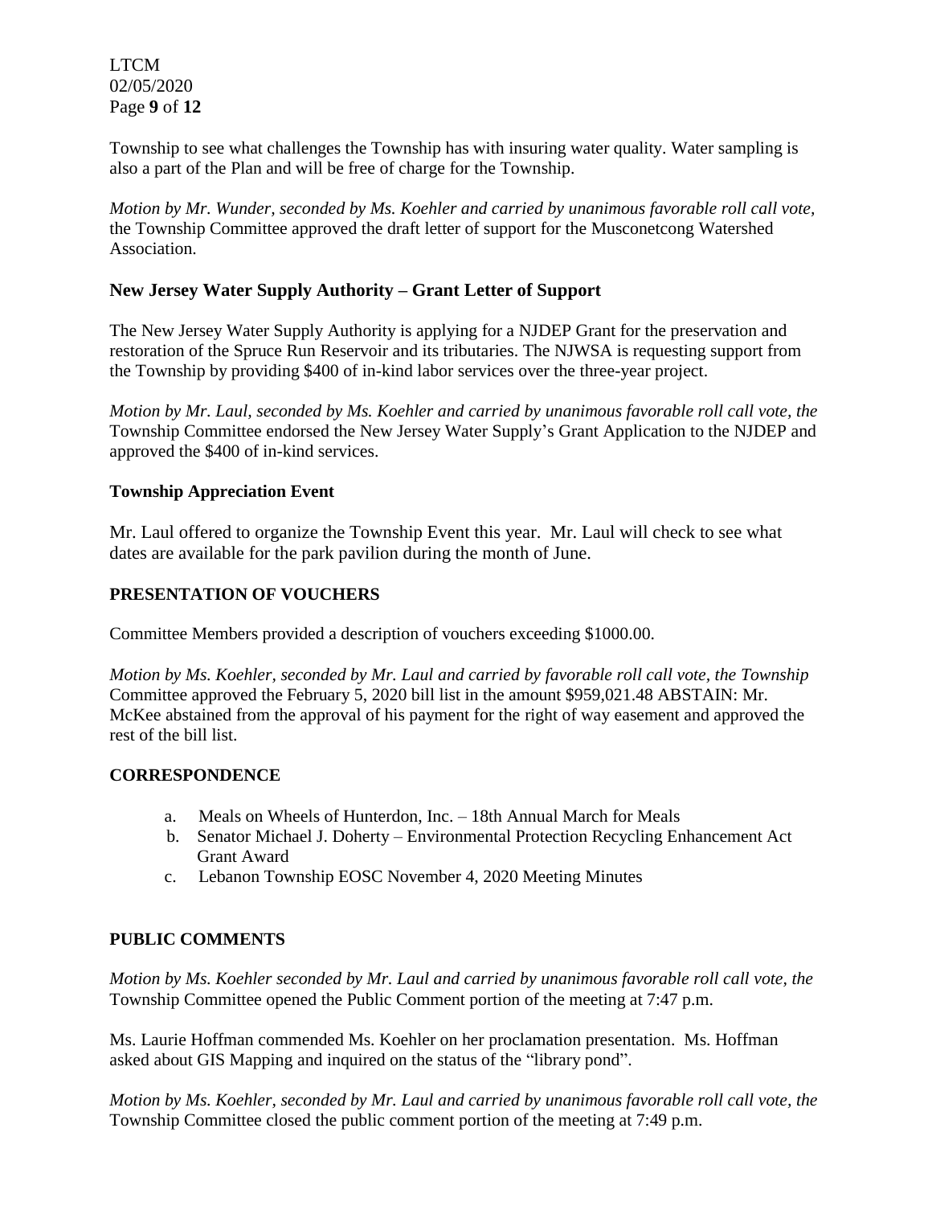Township to see what challenges the Township has with insuring water quality. Water sampling is also a part of the Plan and will be free of charge for the Township.

*Motion by Mr. Wunder, seconded by Ms. Koehler and carried by unanimous favorable roll call vote,* the Township Committee approved the draft letter of support for the Musconetcong Watershed Association.

## New Jersey Water Supply Authority – Grant Letter of Support

The New Jersey Water Supply Authority is applying for a NJDEP Grant for the preservation and restoration of the Spruce Run Reservoir and its tributaries. The NJWSA is requesting support from the Township by providing $400 of in-kind labor services over the three-year project.

*Motion by Mr. Laul, seconded by Ms. Koehler and carried by unanimous favorable roll call vote, the* Township Committee endorsed the New Jersey Water Supply's Grant Application to the NJDEP and approved the $400 of in-kind services.

## Township Appreciation Event

Mr. Laul offered to organize the Township Event this year. Mr. Laul will check to see what dates are available for the park pavilion during the month of June.

## PRESENTATION OF VOUCHERS

Committee Members provided a description of vouchers exceeding $1000.00.

*Motion by Ms. Koehler, seconded by Mr. Laul and carried by favorable roll call vote, the Township* Committee approved the February 5, 2020 bill list in the amount $959,021.48 ABSTAIN: Mr. McKee abstained from the approval of his payment for the right of way easement and approved the rest of the bill list.

## CORRESPONDENCE

a. Meals on Wheels of Hunterdon, Inc. – 18th Annual March for Meals
b. Senator Michael J. Doherty – Environmental Protection Recycling Enhancement Act Grant Award
c. Lebanon Township EOSC November 4, 2020 Meeting Minutes

## PUBLIC COMMENTS

*Motion by Ms. Koehler seconded by Mr. Laul and carried by unanimous favorable roll call vote, the* Township Committee opened the Public Comment portion of the meeting at 7:47 p.m.

Ms. Laurie Hoffman commended Ms. Koehler on her proclamation presentation. Ms. Hoffman asked about GIS Mapping and inquired on the status of the "library pond".

*Motion by Ms. Koehler, seconded by Mr. Laul and carried by unanimous favorable roll call vote, the* Township Committee closed the public comment portion of the meeting at 7:49 p.m.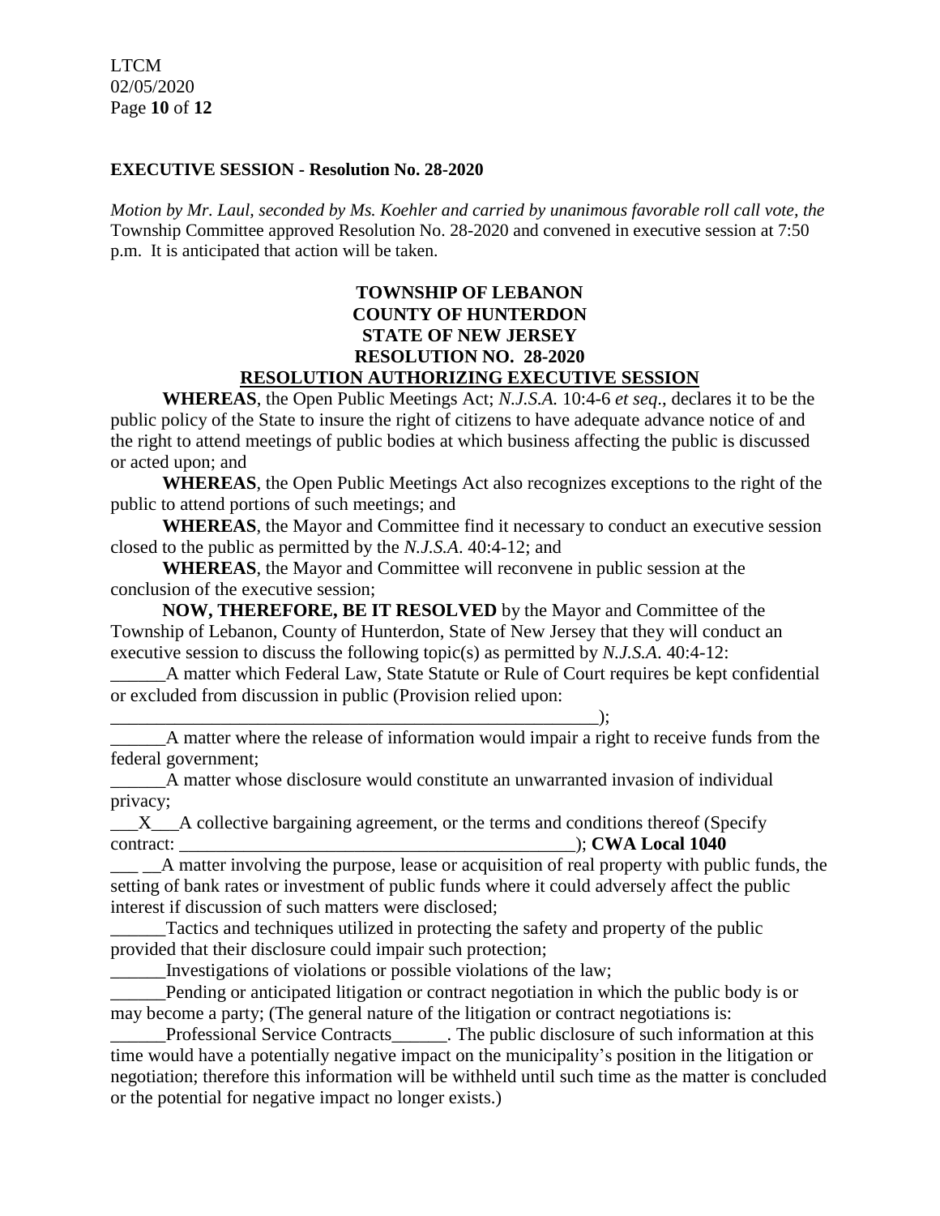**EXECUTIVE SESSION - Resolution No. 28-2020**

*Motion by Mr. Laul, seconded by Ms. Koehler and carried by unanimous favorable roll call vote, the* Township Committee approved Resolution No. 28-2020 and convened in executive session at 7:50 p.m. It is anticipated that action will be taken.

**TOWNSHIP OF LEBANON**
**COUNTY OF HUNTERDON**
**STATE OF NEW JERSEY**
**RESOLUTION NO. 28-2020**
**<u>RESOLUTION AUTHORIZING EXECUTIVE SESSION</u>**

**WHEREAS**, the Open Public Meetings Act; *N.J.S.A.* 10:4-6 *et seq*., declares it to be the public policy of the State to insure the right of citizens to have adequate advance notice of and the right to attend meetings of public bodies at which business affecting the public is discussed or acted upon; and

**WHEREAS**, the Open Public Meetings Act also recognizes exceptions to the right of the public to attend portions of such meetings; and

**WHEREAS**, the Mayor and Committee find it necessary to conduct an executive session closed to the public as permitted by the *N.J.S.A*. 40:4-12; and

**WHEREAS**, the Mayor and Committee will reconvene in public session at the conclusion of the executive session;

**NOW, THEREFORE, BE IT RESOLVED** by the Mayor and Committee of the Township of Lebanon, County of Hunterdon, State of New Jersey that they will conduct an executive session to discuss the following topic(s) as permitted by *N.J.S.A*. 40:4-12:

______A matter which Federal Law, State Statute or Rule of Court requires be kept confidential or excluded from discussion in public (Provision relied upon: ________________________________________________________);

______A matter where the release of information would impair a right to receive funds from the federal government;

______A matter whose disclosure would constitute an unwarranted invasion of individual privacy;

___X___A collective bargaining agreement, or the terms and conditions thereof (Specify contract: _____________________________________________); **CWA Local 1040**

___ __A matter involving the purpose, lease or acquisition of real property with public funds, the setting of bank rates or investment of public funds where it could adversely affect the public interest if discussion of such matters were disclosed;

______Tactics and techniques utilized in protecting the safety and property of the public provided that their disclosure could impair such protection;

______Investigations of violations or possible violations of the law;

______Pending or anticipated litigation or contract negotiation in which the public body is or may become a party; (The general nature of the litigation or contract negotiations is: ______Professional Service Contracts______. The public disclosure of such information at this time would have a potentially negative impact on the municipality's position in the litigation or negotiation; therefore this information will be withheld until such time as the matter is concluded or the potential for negative impact no longer exists.)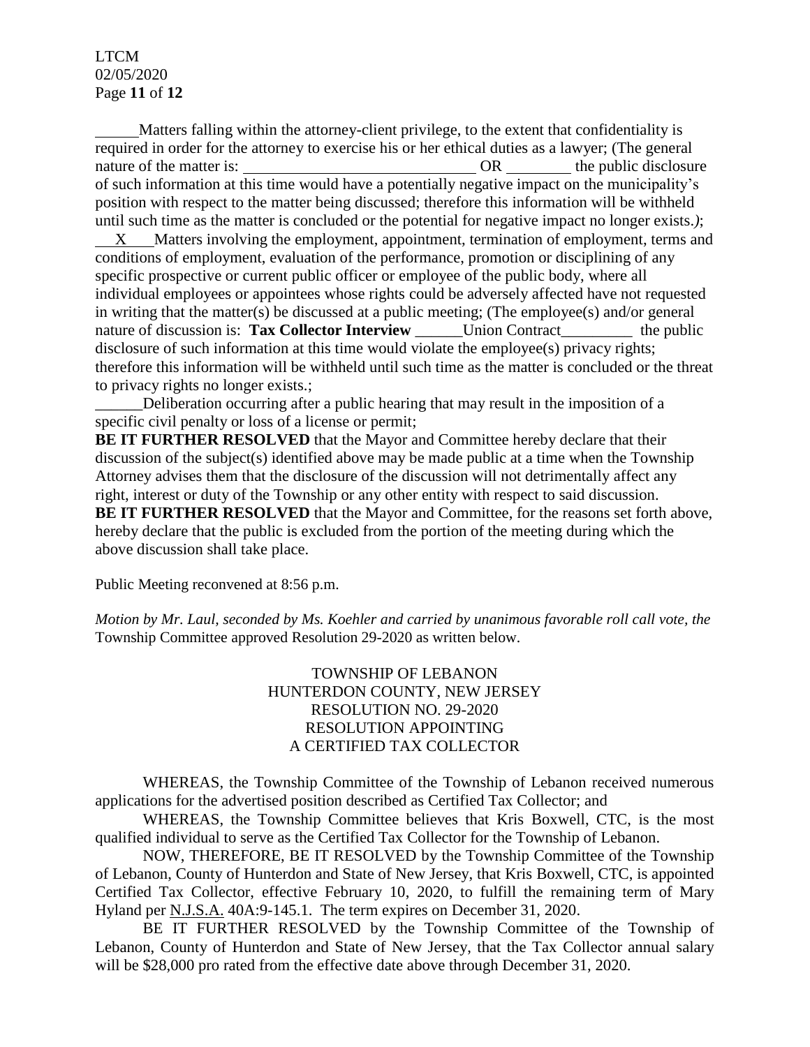______Matters falling within the attorney-client privilege, to the extent that confidentiality is required in order for the attorney to exercise his or her ethical duties as a lawyer; (The general nature of the matter is: ______________________________ OR ________ the public disclosure of such information at this time would have a potentially negative impact on the municipality's position with respect to the matter being discussed; therefore this information will be withheld until such time as the matter is concluded or the potential for negative impact no longer exists.*)*;

__X__ Matters involving the employment, appointment, termination of employment, terms and conditions of employment, evaluation of the performance, promotion or disciplining of any specific prospective or current public officer or employee of the public body, where all individual employees or appointees whose rights could be adversely affected have not requested in writing that the matter(s) be discussed at a public meeting; (The employee(s) and/or general nature of discussion is: **Tax Collector Interview** ______Union Contract_________ the public disclosure of such information at this time would violate the employee(s) privacy rights; therefore this information will be withheld until such time as the matter is concluded or the threat to privacy rights no longer exists.;

______Deliberation occurring after a public hearing that may result in the imposition of a specific civil penalty or loss of a license or permit;

**BE IT FURTHER RESOLVED** that the Mayor and Committee hereby declare that their discussion of the subject(s) identified above may be made public at a time when the Township Attorney advises them that the disclosure of the discussion will not detrimentally affect any right, interest or duty of the Township or any other entity with respect to said discussion.

**BE IT FURTHER RESOLVED** that the Mayor and Committee, for the reasons set forth above, hereby declare that the public is excluded from the portion of the meeting during which the above discussion shall take place.

Public Meeting reconvened at 8:56 p.m.

*Motion by Mr. Laul, seconded by Ms. Koehler and carried by unanimous favorable roll call vote, the* Township Committee approved Resolution 29-2020 as written below.

TOWNSHIP OF LEBANON
HUNTERDON COUNTY, NEW JERSEY
RESOLUTION NO. 29-2020
RESOLUTION APPOINTING
A CERTIFIED TAX COLLECTOR

WHEREAS, the Township Committee of the Township of Lebanon received numerous applications for the advertised position described as Certified Tax Collector; and

WHEREAS, the Township Committee believes that Kris Boxwell, CTC, is the most qualified individual to serve as the Certified Tax Collector for the Township of Lebanon.

NOW, THEREFORE, BE IT RESOLVED by the Township Committee of the Township of Lebanon, County of Hunterdon and State of New Jersey, that Kris Boxwell, CTC, is appointed Certified Tax Collector, effective February 10, 2020, to fulfill the remaining term of Mary Hyland per N.J.S.A. 40A:9-145.1. The term expires on December 31, 2020.

BE IT FURTHER RESOLVED by the Township Committee of the Township of Lebanon, County of Hunterdon and State of New Jersey, that the Tax Collector annual salary will be $28,000 pro rated from the effective date above through December 31, 2020.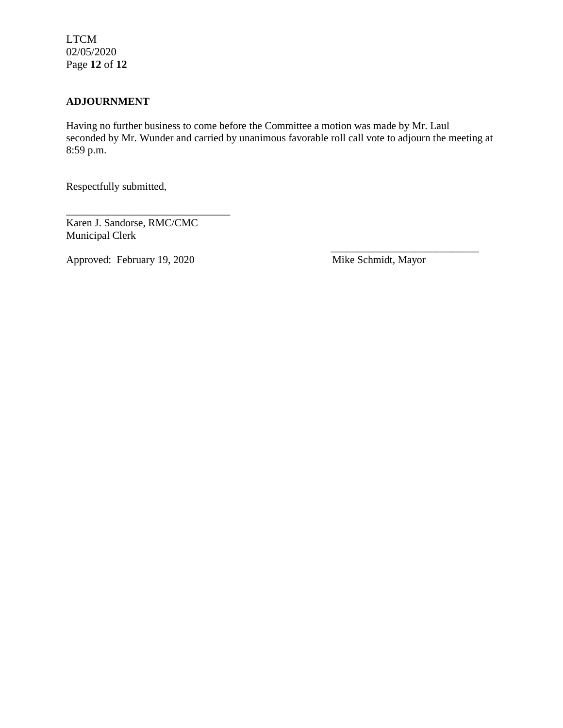**ADJOURNMENT**

Having no further business to come before the Committee a motion was made by Mr. Laul seconded by Mr. Wunder and carried by unanimous favorable roll call vote to adjourn the meeting at 8:59 p.m.

Respectfully submitted,

______________________________
Karen J. Sandorse, RMC/CMC
Municipal Clerk

Approved: February 19, 2020

______________________________
Mike Schmidt, Mayor